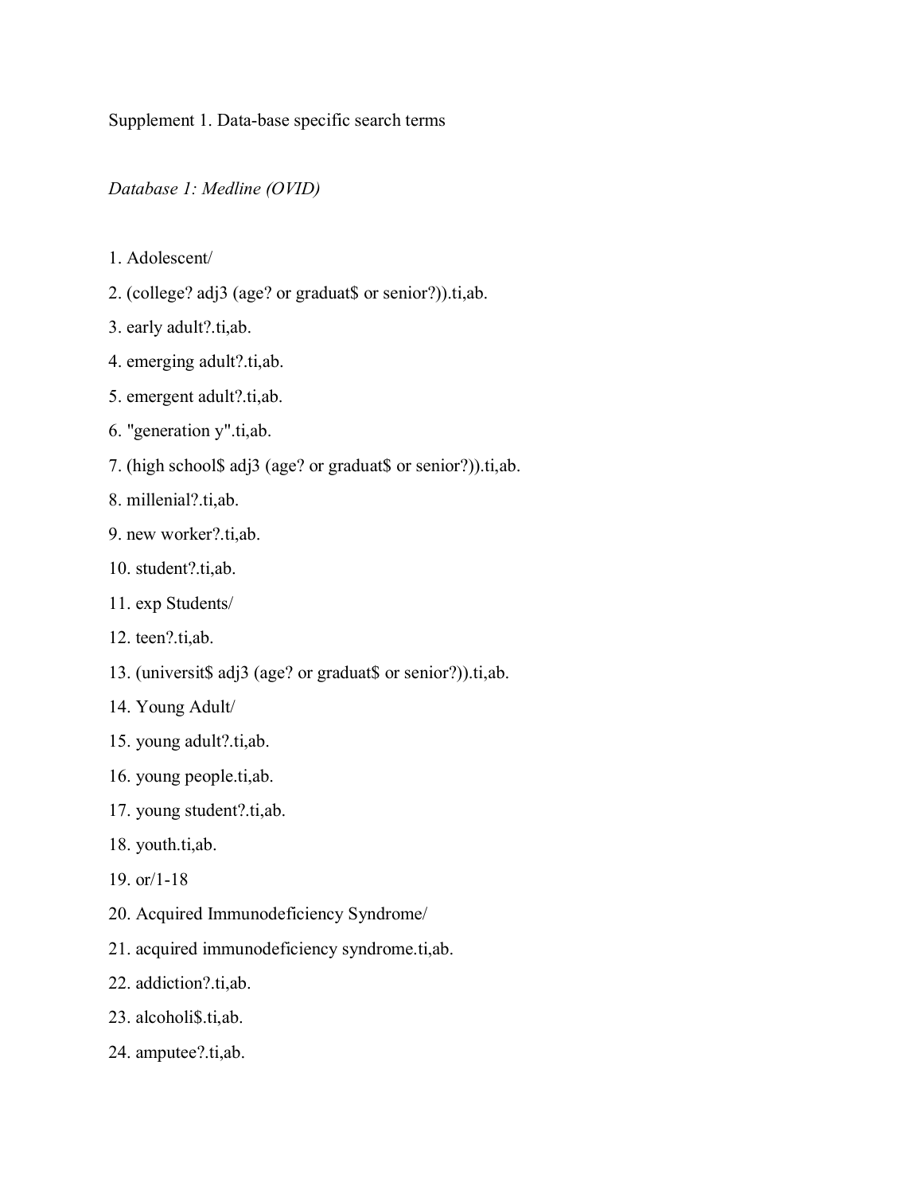Supplement 1. Data-base specific search terms

*Database 1: Medline (OVID)*

1. Adolescent/
2. (college? adj3 (age? or graduat$ or senior?)).ti,ab.
3. early adult?.ti,ab.
4. emerging adult?.ti,ab.
5. emergent adult?.ti,ab.
6. "generation y".ti,ab.
7. (high school$ adj3 (age? or graduat$ or senior?)).ti,ab.
8. millenial?.ti,ab.
9. new worker?.ti,ab.
10. student?.ti,ab.
11. exp Students/
12. teen?.ti,ab.
13. (universit$ adj3 (age? or graduat$ or senior?)).ti,ab.
14. Young Adult/
15. young adult?.ti,ab.
16. young people.ti,ab.
17. young student?.ti,ab.
18. youth.ti,ab.
19. or/1-18
20. Acquired Immunodeficiency Syndrome/
21. acquired immunodeficiency syndrome.ti,ab.
22. addiction?.ti,ab.
23. alcoholi$.ti,ab.
24. amputee?.ti,ab.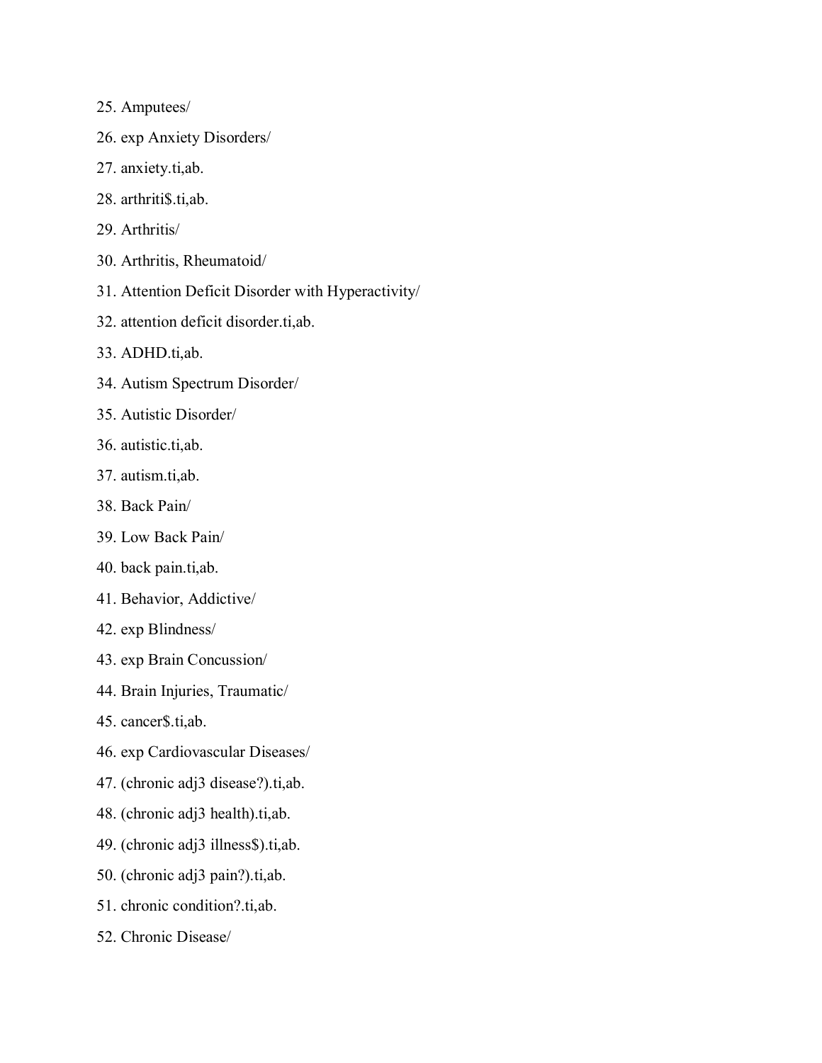25. Amputees/
26. exp Anxiety Disorders/
27. anxiety.ti,ab.
28. arthriti$.ti,ab.
29. Arthritis/
30. Arthritis, Rheumatoid/
31. Attention Deficit Disorder with Hyperactivity/
32. attention deficit disorder.ti,ab.
33. ADHD.ti,ab.
34. Autism Spectrum Disorder/
35. Autistic Disorder/
36. autistic.ti,ab.
37. autism.ti,ab.
38. Back Pain/
39. Low Back Pain/
40. back pain.ti,ab.
41. Behavior, Addictive/
42. exp Blindness/
43. exp Brain Concussion/
44. Brain Injuries, Traumatic/
45. cancer$.ti,ab.
46. exp Cardiovascular Diseases/
47. (chronic adj3 disease?).ti,ab.
48. (chronic adj3 health).ti,ab.
49. (chronic adj3 illness$).ti,ab.
50. (chronic adj3 pain?).ti,ab.
51. chronic condition?.ti,ab.
52. Chronic Disease/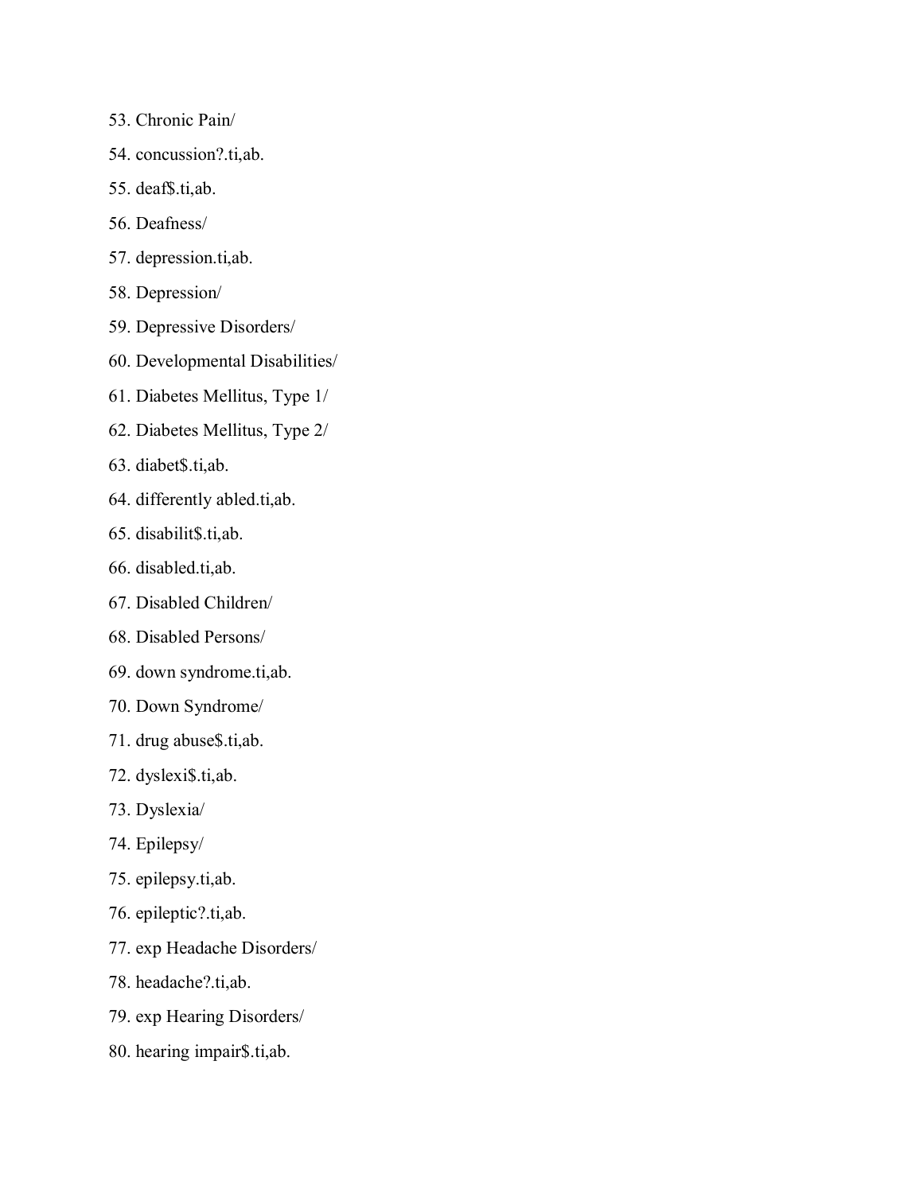53. Chronic Pain/
54. concussion?.ti,ab.
55. deaf$.ti,ab.
56. Deafness/
57. depression.ti,ab.
58. Depression/
59. Depressive Disorders/
60. Developmental Disabilities/
61. Diabetes Mellitus, Type 1/
62. Diabetes Mellitus, Type 2/
63. diabet$.ti,ab.
64. differently abled.ti,ab.
65. disabilit$.ti,ab.
66. disabled.ti,ab.
67. Disabled Children/
68. Disabled Persons/
69. down syndrome.ti,ab.
70. Down Syndrome/
71. drug abuse$.ti,ab.
72. dyslexi$.ti,ab.
73. Dyslexia/
74. Epilepsy/
75. epilepsy.ti,ab.
76. epileptic?.ti,ab.
77. exp Headache Disorders/
78. headache?.ti,ab.
79. exp Hearing Disorders/
80. hearing impair$.ti,ab.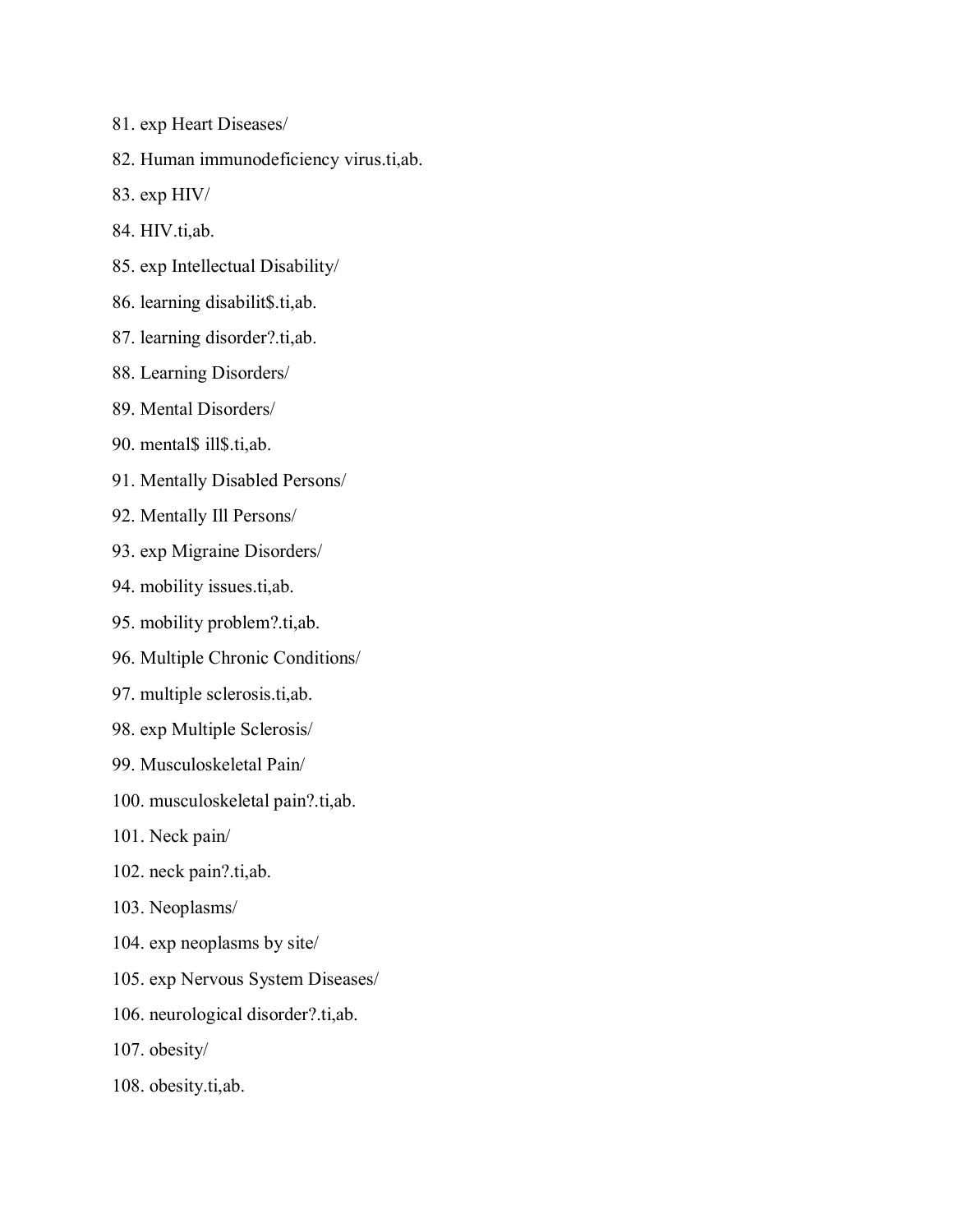81. exp Heart Diseases/
82. Human immunodeficiency virus.ti,ab.
83. exp HIV/
84. HIV.ti,ab.
85. exp Intellectual Disability/
86. learning disabilit$.ti,ab.
87. learning disorder?.ti,ab.
88. Learning Disorders/
89. Mental Disorders/
90. mental$ ill$.ti,ab.
91. Mentally Disabled Persons/
92. Mentally Ill Persons/
93. exp Migraine Disorders/
94. mobility issues.ti,ab.
95. mobility problem?.ti,ab.
96. Multiple Chronic Conditions/
97. multiple sclerosis.ti,ab.
98. exp Multiple Sclerosis/
99. Musculoskeletal Pain/
100. musculoskeletal pain?.ti,ab.
101. Neck pain/
102. neck pain?.ti,ab.
103. Neoplasms/
104. exp neoplasms by site/
105. exp Nervous System Diseases/
106. neurological disorder?.ti,ab.
107. obesity/
108. obesity.ti,ab.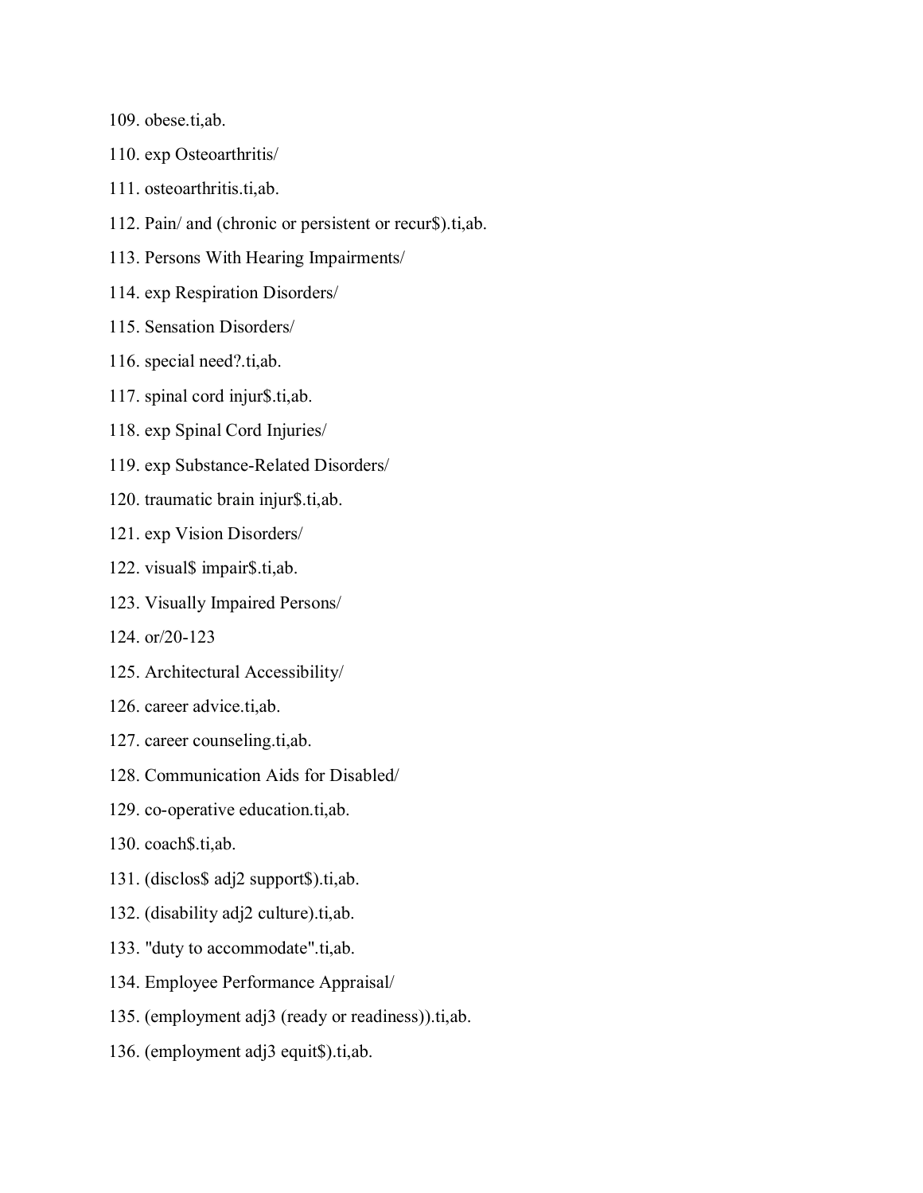109. obese.ti,ab.

110. exp Osteoarthritis/

111. osteoarthritis.ti,ab.

112. Pain/ and (chronic or persistent or recur$).ti,ab.

113. Persons With Hearing Impairments/

114. exp Respiration Disorders/

115. Sensation Disorders/

116. special need?.ti,ab.

117. spinal cord injur$.ti,ab.

118. exp Spinal Cord Injuries/

119. exp Substance-Related Disorders/

120. traumatic brain injur$.ti,ab.

121. exp Vision Disorders/

122. visual$ impair$.ti,ab.

123. Visually Impaired Persons/

124. or/20-123

125. Architectural Accessibility/

126. career advice.ti,ab.

127. career counseling.ti,ab.

128. Communication Aids for Disabled/

129. co-operative education.ti,ab.

130. coach$.ti,ab.

131. (disclos$ adj2 support$).ti,ab.

132. (disability adj2 culture).ti,ab.

133. "duty to accommodate".ti,ab.

134. Employee Performance Appraisal/

135. (employment adj3 (ready or readiness)).ti,ab.

136. (employment adj3 equit$).ti,ab.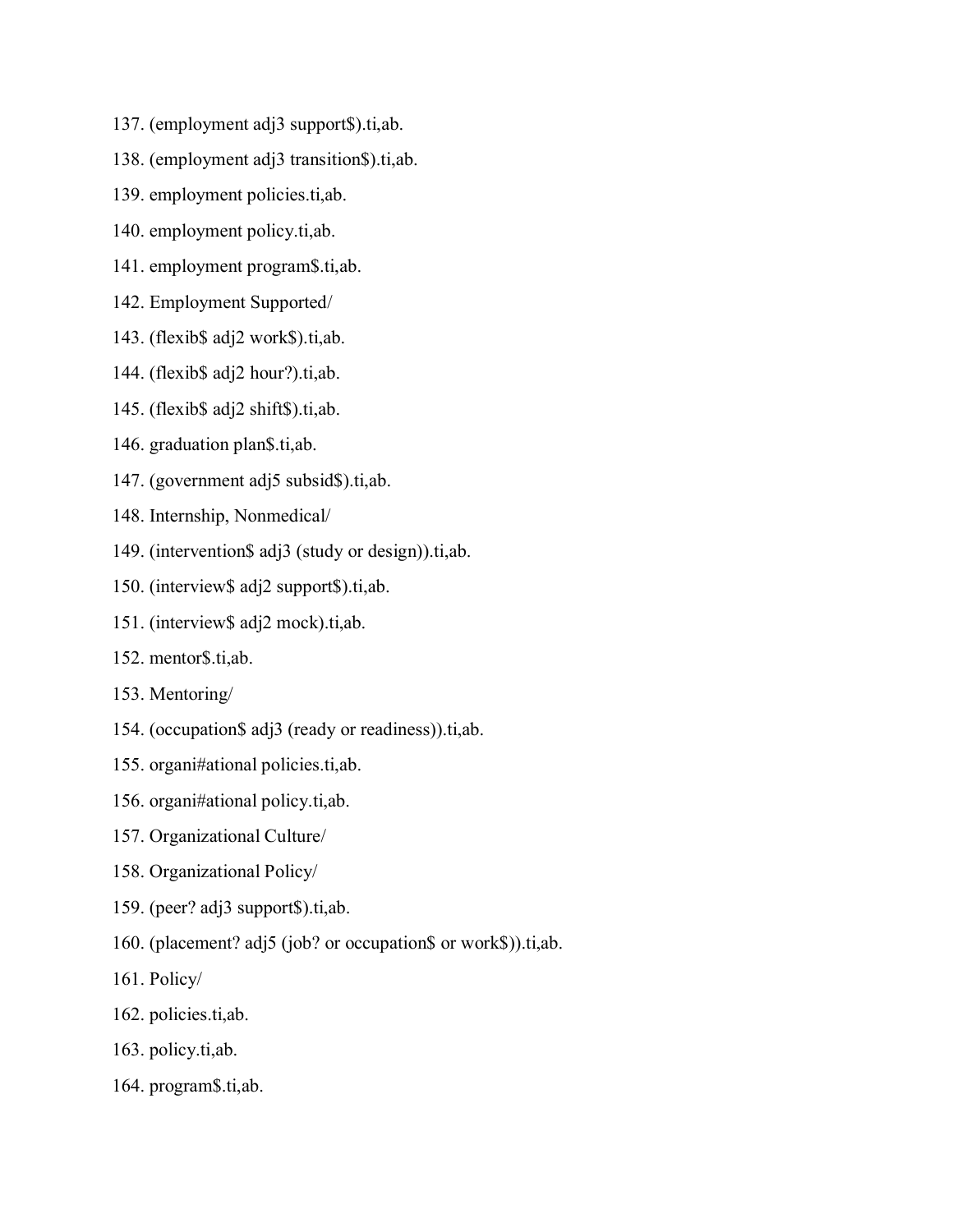137. (employment adj3 support$).ti,ab.

138. (employment adj3 transition$).ti,ab.

139. employment policies.ti,ab.

140. employment policy.ti,ab.

141. employment program$.ti,ab.

142. Employment Supported/

143. (flexib$ adj2 work$).ti,ab.

144. (flexib$ adj2 hour?).ti,ab.

145. (flexib$ adj2 shift$).ti,ab.

146. graduation plan$.ti,ab.

147. (government adj5 subsid$).ti,ab.

148. Internship, Nonmedical/

149. (intervention$ adj3 (study or design)).ti,ab.

150. (interview$ adj2 support$).ti,ab.

151. (interview$ adj2 mock).ti,ab.

152. mentor$.ti,ab.

153. Mentoring/

154. (occupation$ adj3 (ready or readiness)).ti,ab.

155. organi#ational policies.ti,ab.

156. organi#ational policy.ti,ab.

157. Organizational Culture/

158. Organizational Policy/

159. (peer? adj3 support$).ti,ab.

160. (placement? adj5 (job? or occupation$ or work$)).ti,ab.

161. Policy/

162. policies.ti,ab.

163. policy.ti,ab.

164. program$.ti,ab.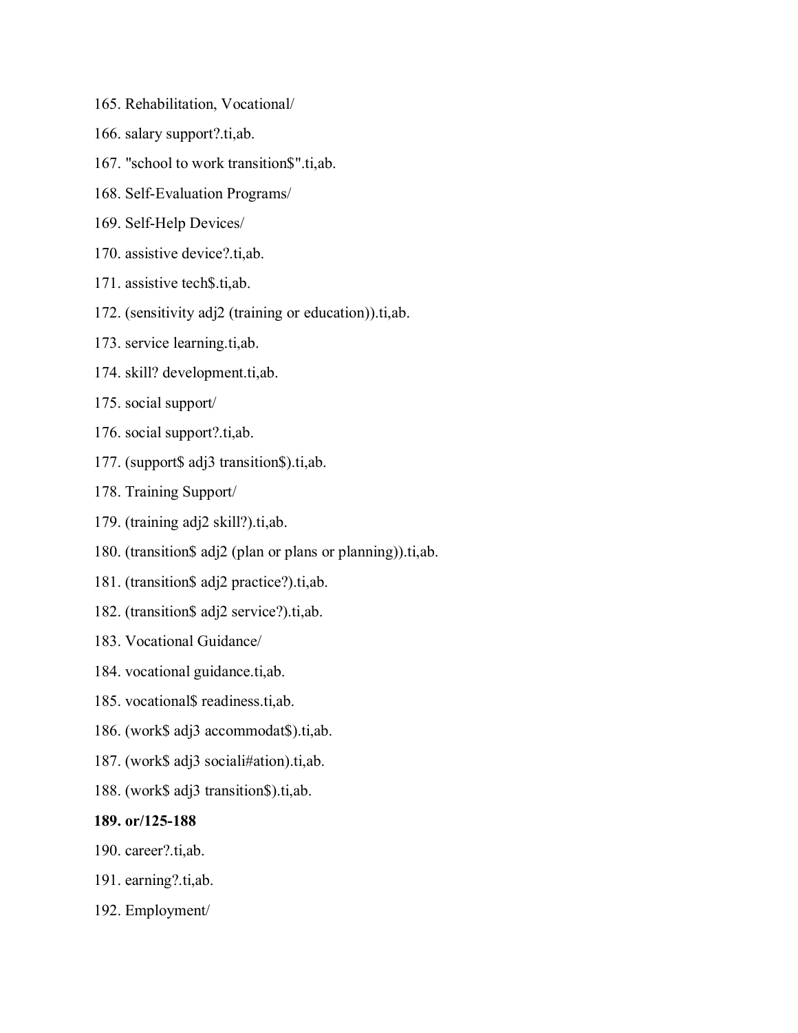165. Rehabilitation, Vocational/

166. salary support?.ti,ab.

167. "school to work transition$".ti,ab.

168. Self-Evaluation Programs/

169. Self-Help Devices/

170. assistive device?.ti,ab.

171. assistive tech$.ti,ab.

172. (sensitivity adj2 (training or education)).ti,ab.

173. service learning.ti,ab.

174. skill? development.ti,ab.

175. social support/

176. social support?.ti,ab.

177. (support$ adj3 transition$).ti,ab.

178. Training Support/

179. (training adj2 skill?).ti,ab.

180. (transition$ adj2 (plan or plans or planning)).ti,ab.

181. (transition$ adj2 practice?).ti,ab.

182. (transition$ adj2 service?).ti,ab.

183. Vocational Guidance/

184. vocational guidance.ti,ab.

185. vocational$ readiness.ti,ab.

186. (work$ adj3 accommodat$).ti,ab.

187. (work$ adj3 sociali#ation).ti,ab.

188. (work$ adj3 transition$).ti,ab.

**189. or/125-188**

190. career?.ti,ab.

191. earning?.ti,ab.

192. Employment/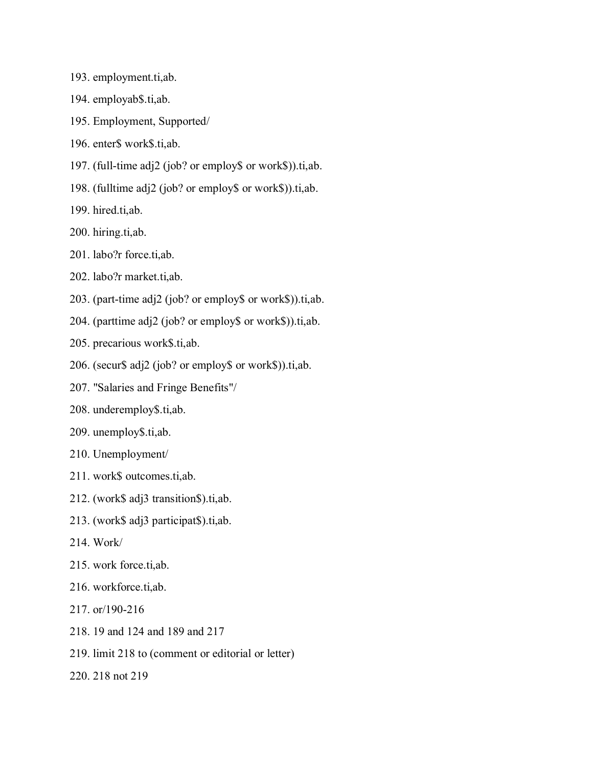193. employment.ti,ab.

194. employab$.ti,ab.

195. Employment, Supported/

196. enter$ work$.ti,ab.

197. (full-time adj2 (job? or employ$ or work$)).ti,ab.

198. (fulltime adj2 (job? or employ$ or work$)).ti,ab.

199. hired.ti,ab.

200. hiring.ti,ab.

201. labo?r force.ti,ab.

202. labo?r market.ti,ab.

203. (part-time adj2 (job? or employ$ or work$)).ti,ab.

204. (parttime adj2 (job? or employ$ or work$)).ti,ab.

205. precarious work$.ti,ab.

206. (secur$ adj2 (job? or employ$ or work$)).ti,ab.

207. "Salaries and Fringe Benefits"/

208. underemploy$.ti,ab.

209. unemploy$.ti,ab.

210. Unemployment/

211. work$ outcomes.ti,ab.

212. (work$ adj3 transition$).ti,ab.

213. (work$ adj3 participat$).ti,ab.

214. Work/

215. work force.ti,ab.

216. workforce.ti,ab.

217. or/190-216

218. 19 and 124 and 189 and 217

219. limit 218 to (comment or editorial or letter)

220. 218 not 219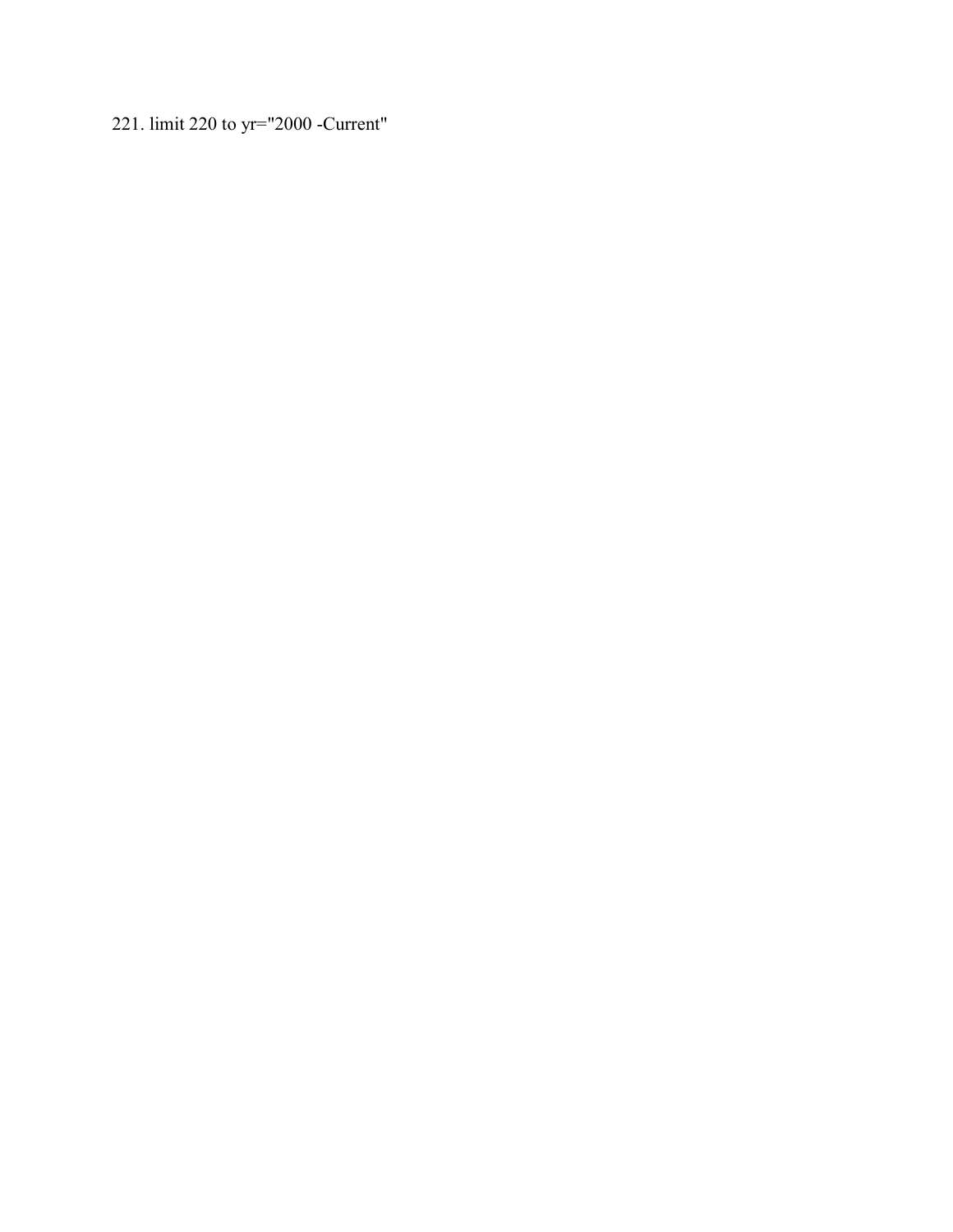221. limit 220 to yr="2000 -Current"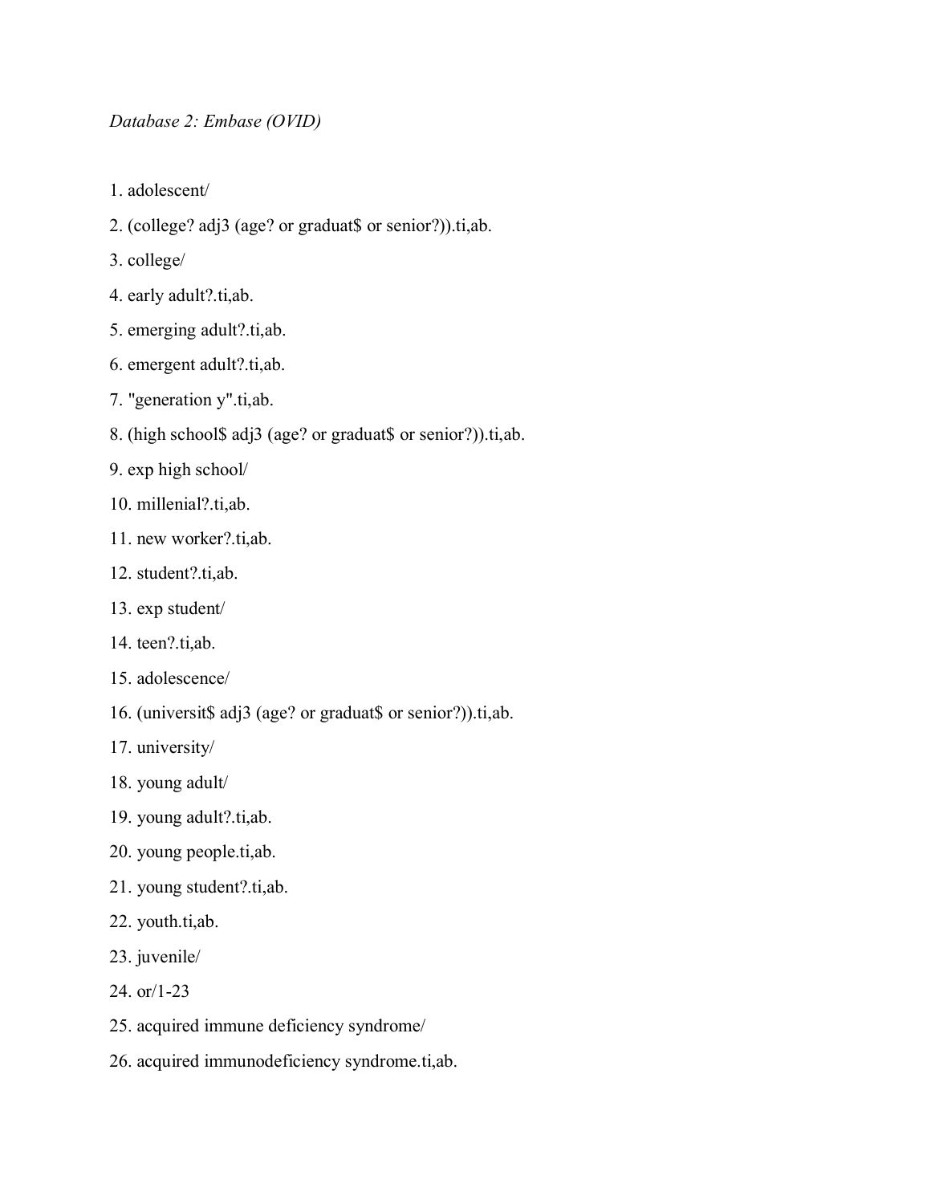*Database 2: Embase (OVID)*

1. adolescent/
2. (college? adj3 (age? or graduat$ or senior?)).ti,ab.
3. college/
4. early adult?.ti,ab.
5. emerging adult?.ti,ab.
6. emergent adult?.ti,ab.
7. "generation y".ti,ab.
8. (high school$ adj3 (age? or graduat$ or senior?)).ti,ab.
9. exp high school/
10. millenial?.ti,ab.
11. new worker?.ti,ab.
12. student?.ti,ab.
13. exp student/
14. teen?.ti,ab.
15. adolescence/
16. (universit$ adj3 (age? or graduat$ or senior?)).ti,ab.
17. university/
18. young adult/
19. young adult?.ti,ab.
20. young people.ti,ab.
21. young student?.ti,ab.
22. youth.ti,ab.
23. juvenile/
24. or/1-23
25. acquired immune deficiency syndrome/
26. acquired immunodeficiency syndrome.ti,ab.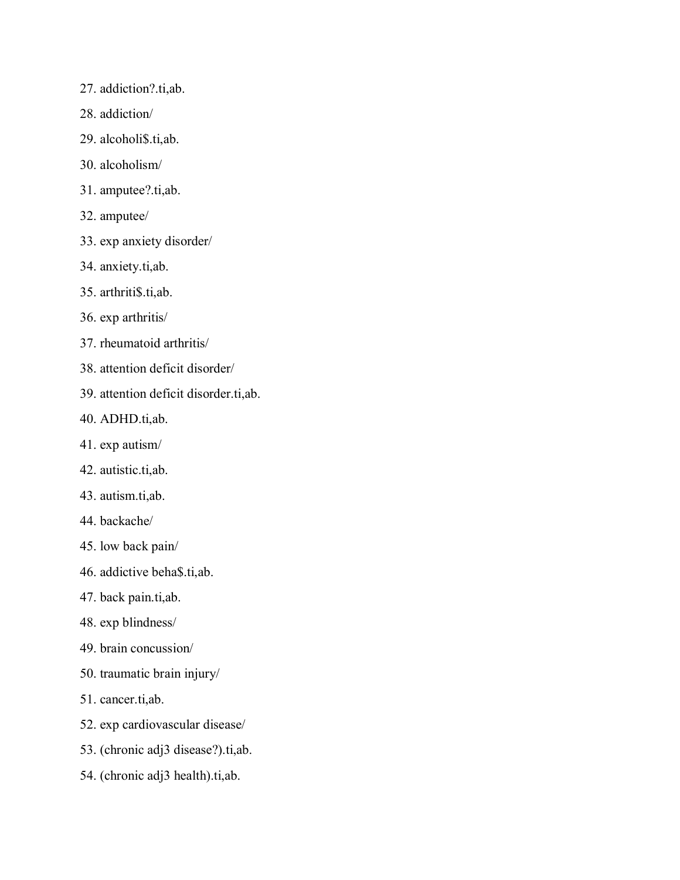27. addiction?.ti,ab.
28. addiction/
29. alcoholi$.ti,ab.
30. alcoholism/
31. amputee?.ti,ab.
32. amputee/
33. exp anxiety disorder/
34. anxiety.ti,ab.
35. arthriti$.ti,ab.
36. exp arthritis/
37. rheumatoid arthritis/
38. attention deficit disorder/
39. attention deficit disorder.ti,ab.
40. ADHD.ti,ab.
41. exp autism/
42. autistic.ti,ab.
43. autism.ti,ab.
44. backache/
45. low back pain/
46. addictive beha$.ti,ab.
47. back pain.ti,ab.
48. exp blindness/
49. brain concussion/
50. traumatic brain injury/
51. cancer.ti,ab.
52. exp cardiovascular disease/
53. (chronic adj3 disease?).ti,ab.
54. (chronic adj3 health).ti,ab.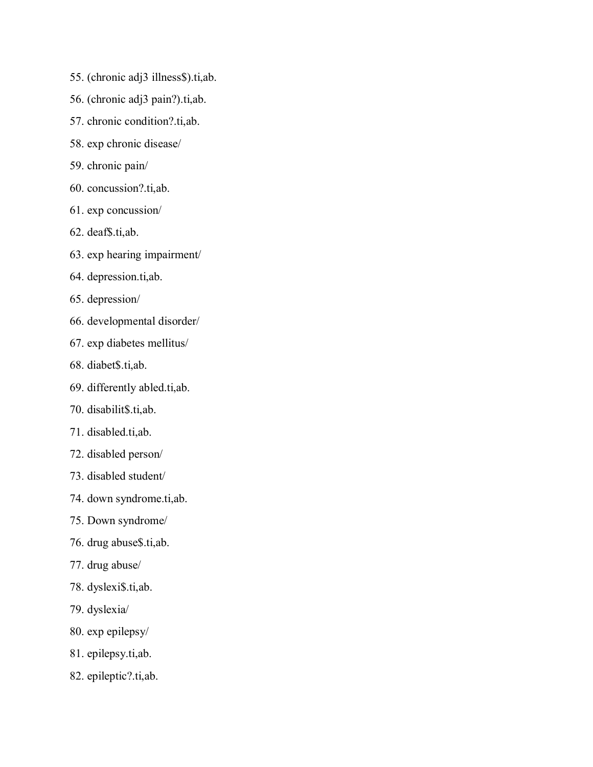55. (chronic adj3 illness$).ti,ab.
56. (chronic adj3 pain?).ti,ab.
57. chronic condition?.ti,ab.
58. exp chronic disease/
59. chronic pain/
60. concussion?.ti,ab.
61. exp concussion/
62. deaf$.ti,ab.
63. exp hearing impairment/
64. depression.ti,ab.
65. depression/
66. developmental disorder/
67. exp diabetes mellitus/
68. diabet$.ti,ab.
69. differently abled.ti,ab.
70. disabilit$.ti,ab.
71. disabled.ti,ab.
72. disabled person/
73. disabled student/
74. down syndrome.ti,ab.
75. Down syndrome/
76. drug abuse$.ti,ab.
77. drug abuse/
78. dyslexi$.ti,ab.
79. dyslexia/
80. exp epilepsy/
81. epilepsy.ti,ab.
82. epileptic?.ti,ab.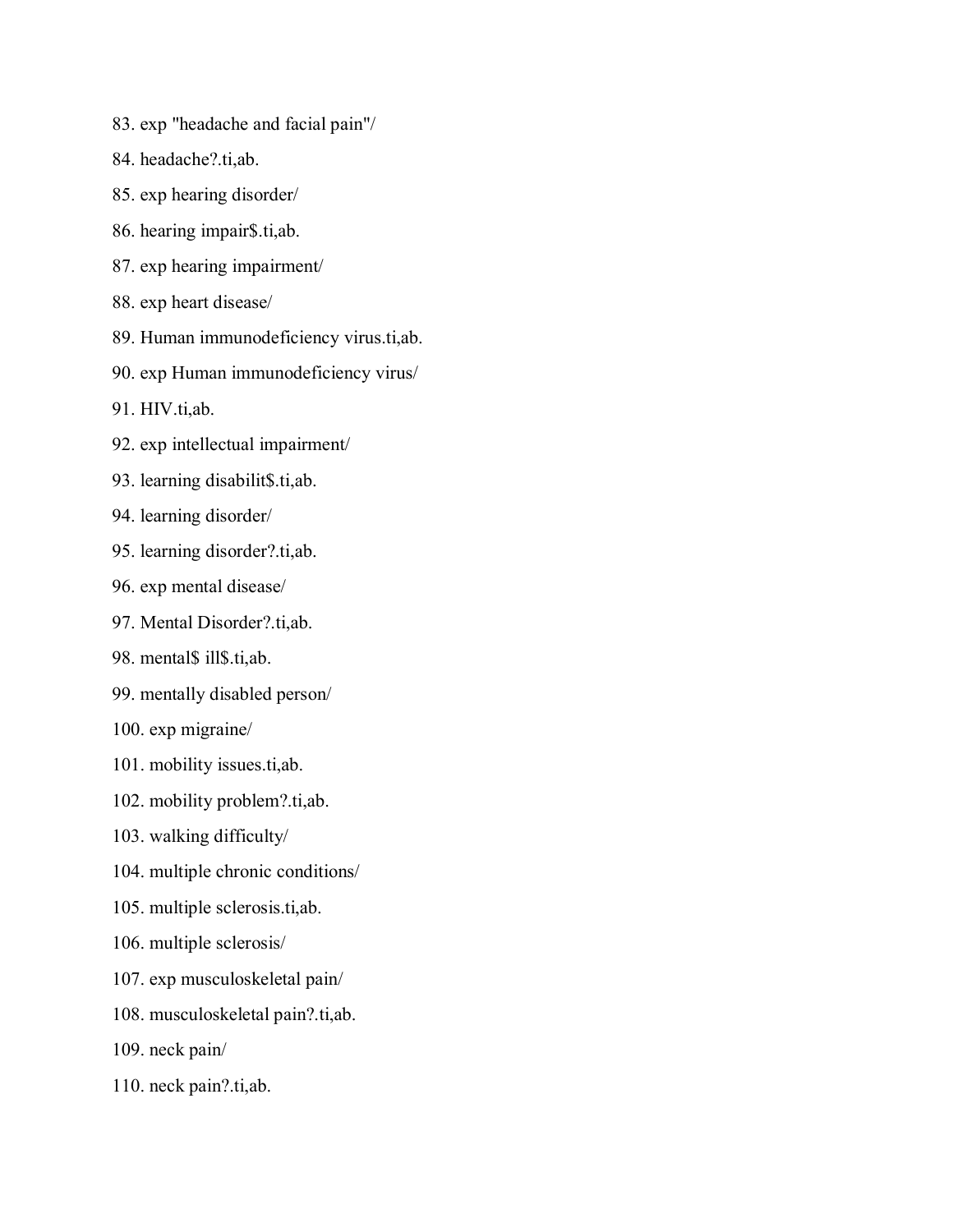83. exp "headache and facial pain"/

84. headache?.ti,ab.

85. exp hearing disorder/

86. hearing impair$.ti,ab.

87. exp hearing impairment/

88. exp heart disease/

89. Human immunodeficiency virus.ti,ab.

90. exp Human immunodeficiency virus/

91. HIV.ti,ab.

92. exp intellectual impairment/

93. learning disabilit$.ti,ab.

94. learning disorder/

95. learning disorder?.ti,ab.

96. exp mental disease/

97. Mental Disorder?.ti,ab.

98. mental$ ill$.ti,ab.

99. mentally disabled person/

100. exp migraine/

101. mobility issues.ti,ab.

102. mobility problem?.ti,ab.

103. walking difficulty/

104. multiple chronic conditions/

105. multiple sclerosis.ti,ab.

106. multiple sclerosis/

107. exp musculoskeletal pain/

108. musculoskeletal pain?.ti,ab.

109. neck pain/

110. neck pain?.ti,ab.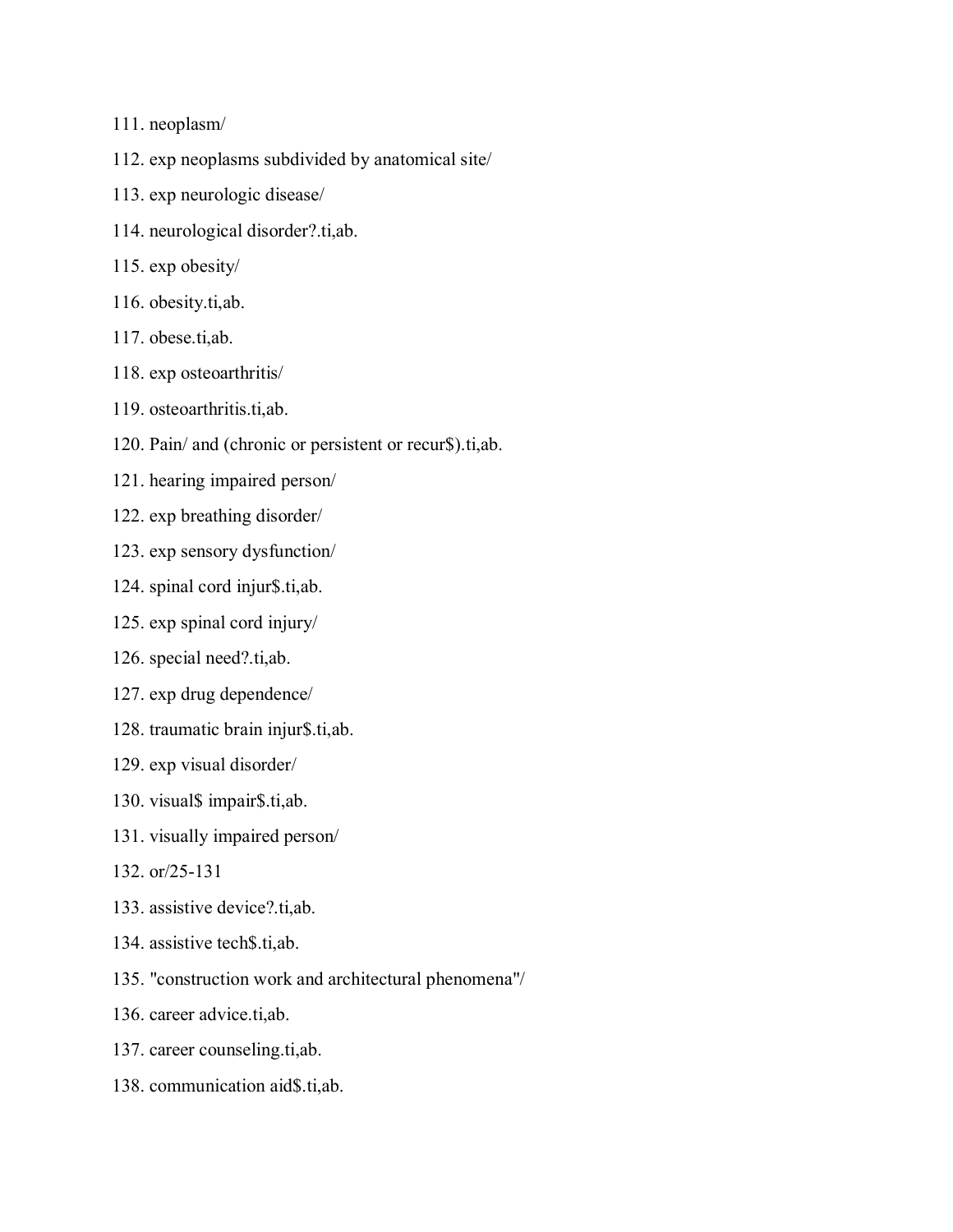111. neoplasm/
112. exp neoplasms subdivided by anatomical site/
113. exp neurologic disease/
114. neurological disorder?.ti,ab.
115. exp obesity/
116. obesity.ti,ab.
117. obese.ti,ab.
118. exp osteoarthritis/
119. osteoarthritis.ti,ab.
120. Pain/ and (chronic or persistent or recur$).ti,ab.
121. hearing impaired person/
122. exp breathing disorder/
123. exp sensory dysfunction/
124. spinal cord injur$.ti,ab.
125. exp spinal cord injury/
126. special need?.ti,ab.
127. exp drug dependence/
128. traumatic brain injur$.ti,ab.
129. exp visual disorder/
130. visual$ impair$.ti,ab.
131. visually impaired person/
132. or/25-131
133. assistive device?.ti,ab.
134. assistive tech$.ti,ab.
135. "construction work and architectural phenomena"/
136. career advice.ti,ab.
137. career counseling.ti,ab.
138. communication aid$.ti,ab.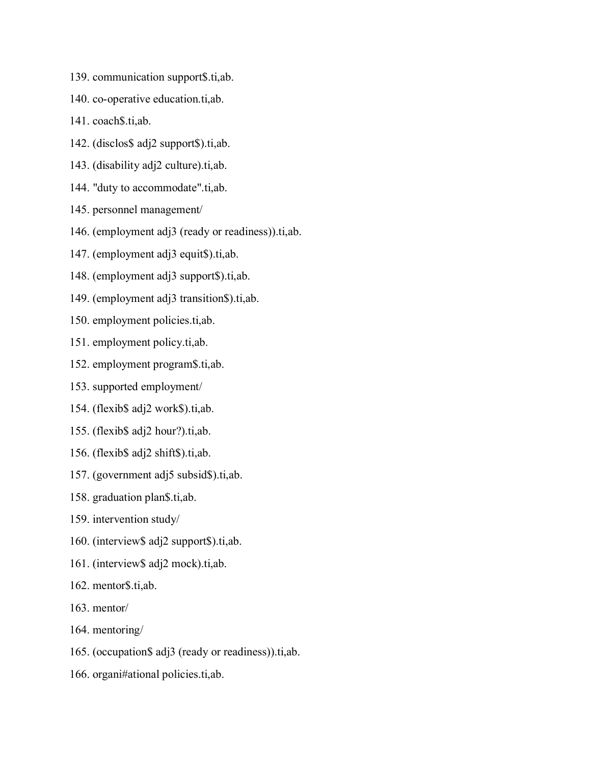139. communication support$.ti,ab.
140. co-operative education.ti,ab.
141. coach$.ti,ab.
142. (disclos$ adj2 support$).ti,ab.
143. (disability adj2 culture).ti,ab.
144. "duty to accommodate".ti,ab.
145. personnel management/
146. (employment adj3 (ready or readiness)).ti,ab.
147. (employment adj3 equit$).ti,ab.
148. (employment adj3 support$).ti,ab.
149. (employment adj3 transition$).ti,ab.
150. employment policies.ti,ab.
151. employment policy.ti,ab.
152. employment program$.ti,ab.
153. supported employment/
154. (flexib$ adj2 work$).ti,ab.
155. (flexib$ adj2 hour?).ti,ab.
156. (flexib$ adj2 shift$).ti,ab.
157. (government adj5 subsid$).ti,ab.
158. graduation plan$.ti,ab.
159. intervention study/
160. (interview$ adj2 support$).ti,ab.
161. (interview$ adj2 mock).ti,ab.
162. mentor$.ti,ab.
163. mentor/
164. mentoring/
165. (occupation$ adj3 (ready or readiness)).ti,ab.
166. organi#ational policies.ti,ab.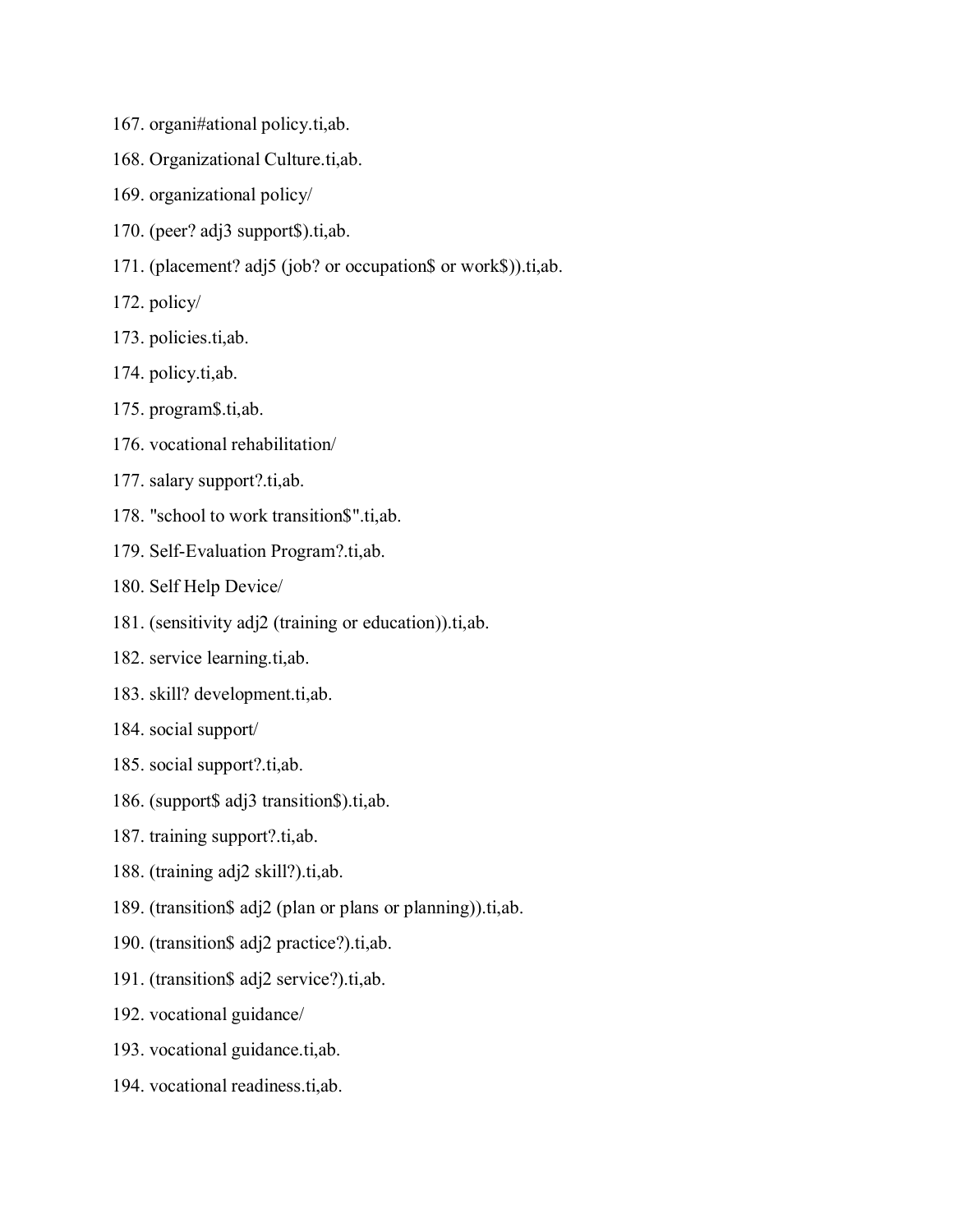167. organi#ational policy.ti,ab.

168. Organizational Culture.ti,ab.

169. organizational policy/

170. (peer? adj3 support$).ti,ab.

171. (placement? adj5 (job? or occupation$ or work$)).ti,ab.

172. policy/

173. policies.ti,ab.

174. policy.ti,ab.

175. program$.ti,ab.

176. vocational rehabilitation/

177. salary support?.ti,ab.

178. "school to work transition$".ti,ab.

179. Self-Evaluation Program?.ti,ab.

180. Self Help Device/

181. (sensitivity adj2 (training or education)).ti,ab.

182. service learning.ti,ab.

183. skill? development.ti,ab.

184. social support/

185. social support?.ti,ab.

186. (support$ adj3 transition$).ti,ab.

187. training support?.ti,ab.

188. (training adj2 skill?).ti,ab.

189. (transition$ adj2 (plan or plans or planning)).ti,ab.

190. (transition$ adj2 practice?).ti,ab.

191. (transition$ adj2 service?).ti,ab.

192. vocational guidance/

193. vocational guidance.ti,ab.

194. vocational readiness.ti,ab.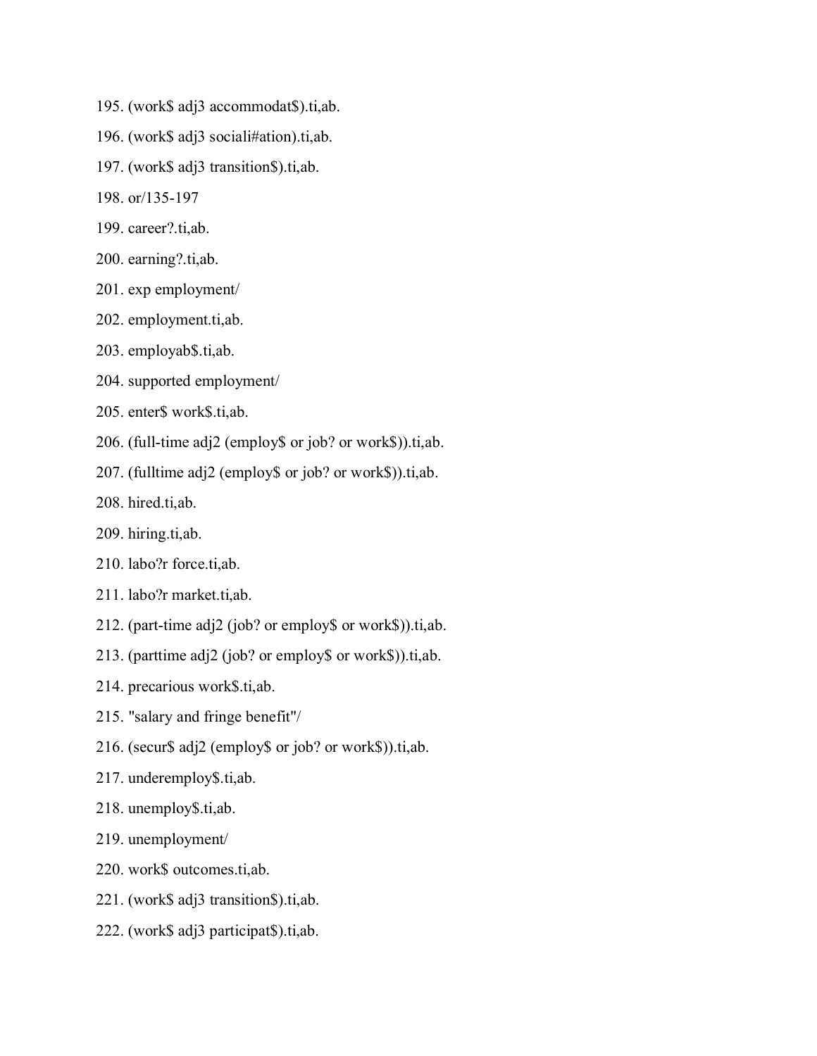195. (work$ adj3 accommodat$).ti,ab.

196. (work$ adj3 sociali#ation).ti,ab.

197. (work$ adj3 transition$).ti,ab.

198. or/135-197

199. career?.ti,ab.

200. earning?.ti,ab.

201. exp employment/

202. employment.ti,ab.

203. employab$.ti,ab.

204. supported employment/

205. enter$ work$.ti,ab.

206. (full-time adj2 (employ$ or job? or work$)).ti,ab.

207. (fulltime adj2 (employ$ or job? or work$)).ti,ab.

208. hired.ti,ab.

209. hiring.ti,ab.

210. labo?r force.ti,ab.

211. labo?r market.ti,ab.

212. (part-time adj2 (job? or employ$ or work$)).ti,ab.

213. (parttime adj2 (job? or employ$ or work$)).ti,ab.

214. precarious work$.ti,ab.

215. "salary and fringe benefit"/

216. (secur$ adj2 (employ$ or job? or work$)).ti,ab.

217. underemploy$.ti,ab.

218. unemploy$.ti,ab.

219. unemployment/

220. work$ outcomes.ti,ab.

221. (work$ adj3 transition$).ti,ab.

222. (work$ adj3 participat$).ti,ab.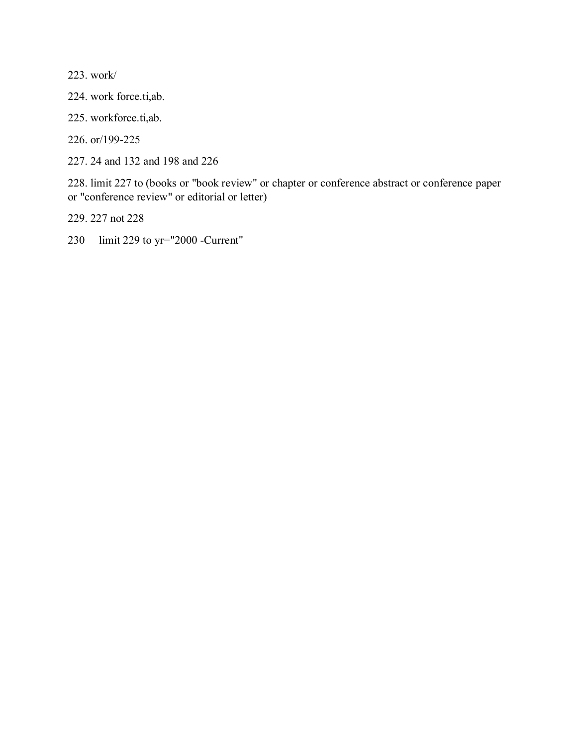223. work/

224. work force.ti,ab.

225. workforce.ti,ab.

226. or/199-225

227. 24 and 132 and 198 and 226

228. limit 227 to (books or "book review" or chapter or conference abstract or conference paper or "conference review" or editorial or letter)

229. 227 not 228

230 limit 229 to yr="2000 -Current"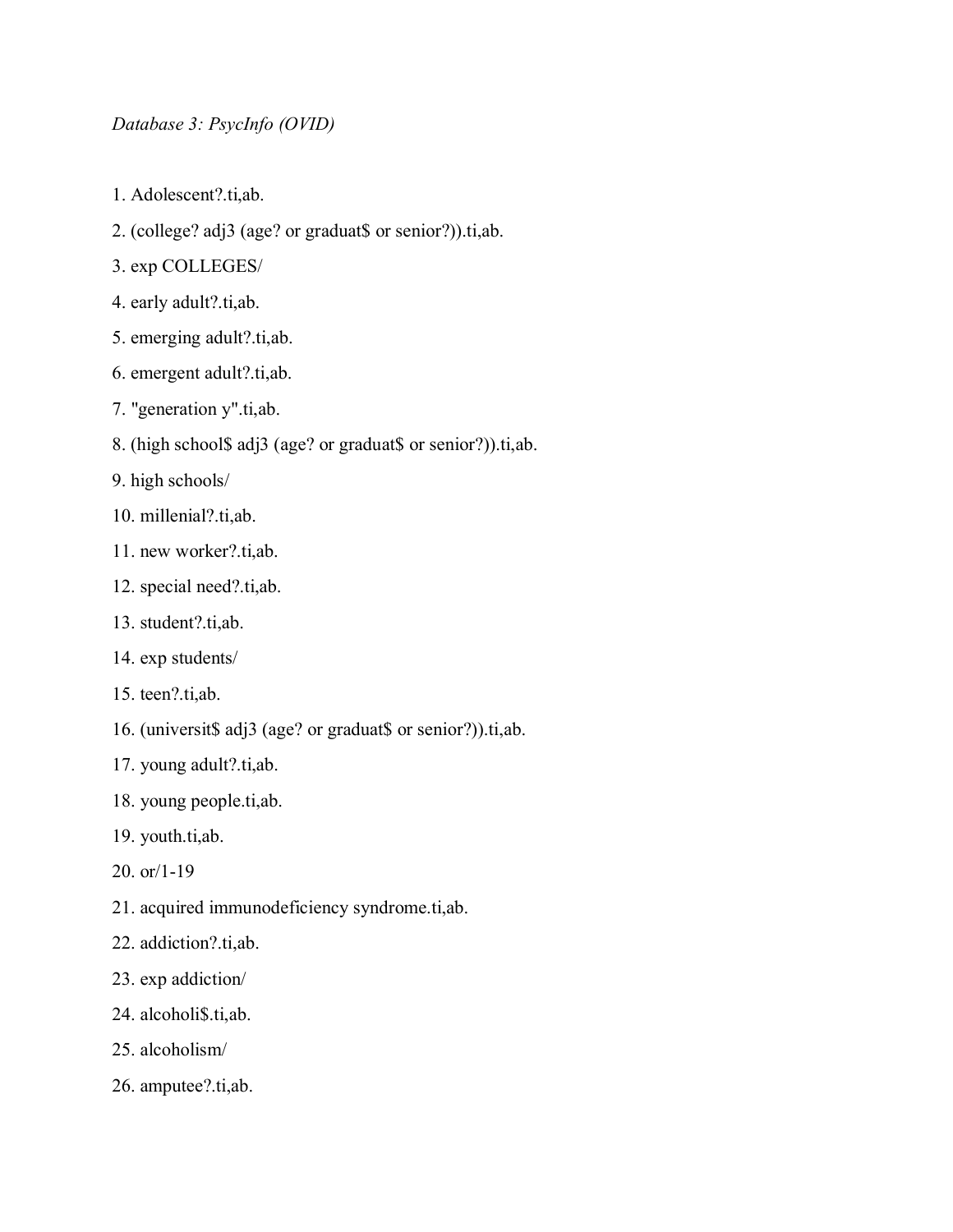*Database 3: PsycInfo (OVID)*

1. Adolescent?.ti,ab.
2. (college? adj3 (age? or graduat$ or senior?)).ti,ab.
3. exp COLLEGES/
4. early adult?.ti,ab.
5. emerging adult?.ti,ab.
6. emergent adult?.ti,ab.
7. "generation y".ti,ab.
8. (high school$ adj3 (age? or graduat$ or senior?)).ti,ab.
9. high schools/
10. millenial?.ti,ab.
11. new worker?.ti,ab.
12. special need?.ti,ab.
13. student?.ti,ab.
14. exp students/
15. teen?.ti,ab.
16. (universit$ adj3 (age? or graduat$ or senior?)).ti,ab.
17. young adult?.ti,ab.
18. young people.ti,ab.
19. youth.ti,ab.
20. or/1-19
21. acquired immunodeficiency syndrome.ti,ab.
22. addiction?.ti,ab.
23. exp addiction/
24. alcoholi$.ti,ab.
25. alcoholism/
26. amputee?.ti,ab.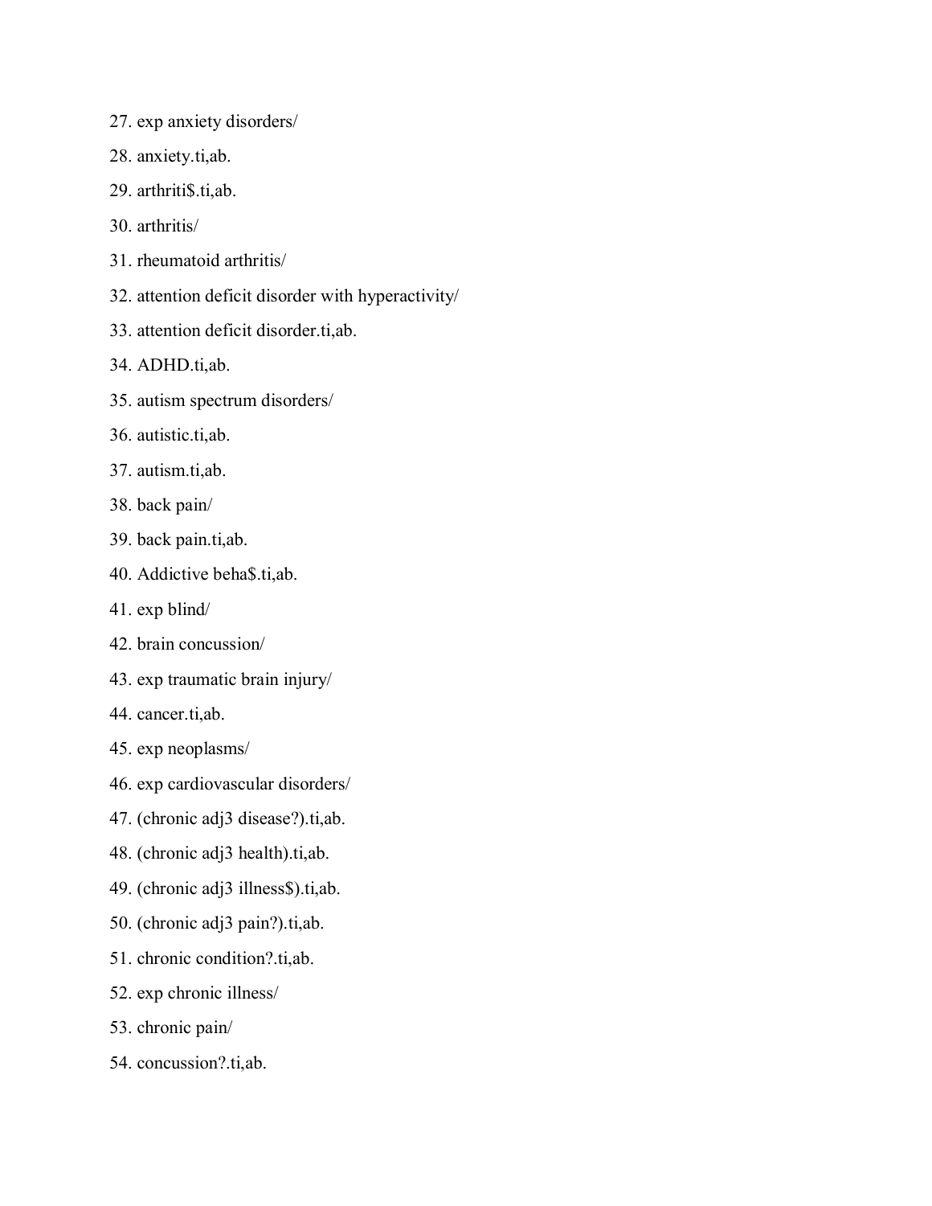27. exp anxiety disorders/
28. anxiety.ti,ab.
29. arthriti$.ti,ab.
30. arthritis/
31. rheumatoid arthritis/
32. attention deficit disorder with hyperactivity/
33. attention deficit disorder.ti,ab.
34. ADHD.ti,ab.
35. autism spectrum disorders/
36. autistic.ti,ab.
37. autism.ti,ab.
38. back pain/
39. back pain.ti,ab.
40. Addictive beha$.ti,ab.
41. exp blind/
42. brain concussion/
43. exp traumatic brain injury/
44. cancer.ti,ab.
45. exp neoplasms/
46. exp cardiovascular disorders/
47. (chronic adj3 disease?).ti,ab.
48. (chronic adj3 health).ti,ab.
49. (chronic adj3 illness$).ti,ab.
50. (chronic adj3 pain?).ti,ab.
51. chronic condition?.ti,ab.
52. exp chronic illness/
53. chronic pain/
54. concussion?.ti,ab.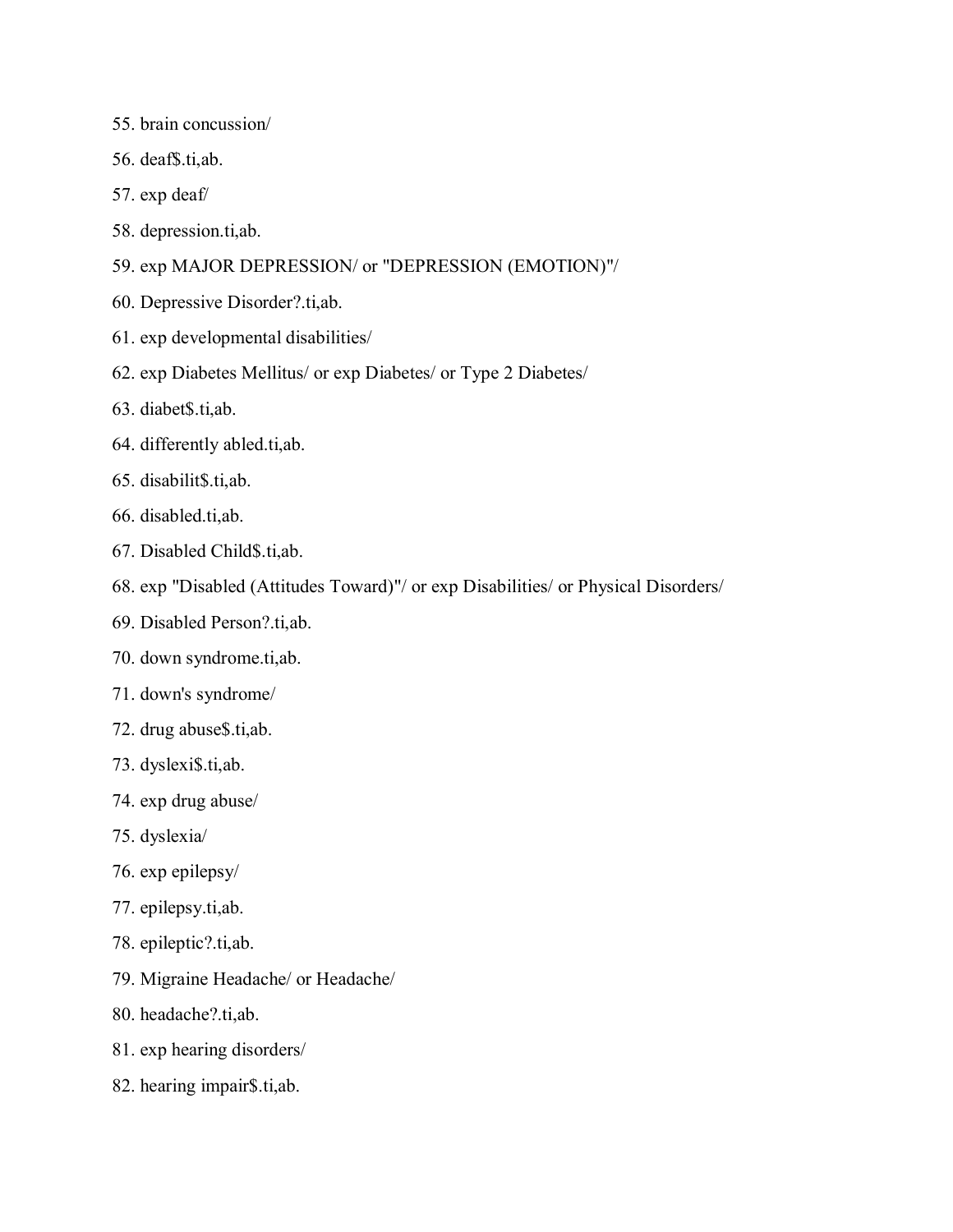55. brain concussion/
56. deaf$.ti,ab.
57. exp deaf/
58. depression.ti,ab.
59. exp MAJOR DEPRESSION/ or "DEPRESSION (EMOTION)"/
60. Depressive Disorder?.ti,ab.
61. exp developmental disabilities/
62. exp Diabetes Mellitus/ or exp Diabetes/ or Type 2 Diabetes/
63. diabet$.ti,ab.
64. differently abled.ti,ab.
65. disabilit$.ti,ab.
66. disabled.ti,ab.
67. Disabled Child$.ti,ab.
68. exp "Disabled (Attitudes Toward)"/ or exp Disabilities/ or Physical Disorders/
69. Disabled Person?.ti,ab.
70. down syndrome.ti,ab.
71. down's syndrome/
72. drug abuse$.ti,ab.
73. dyslexi$.ti,ab.
74. exp drug abuse/
75. dyslexia/
76. exp epilepsy/
77. epilepsy.ti,ab.
78. epileptic?.ti,ab.
79. Migraine Headache/ or Headache/
80. headache?.ti,ab.
81. exp hearing disorders/
82. hearing impair$.ti,ab.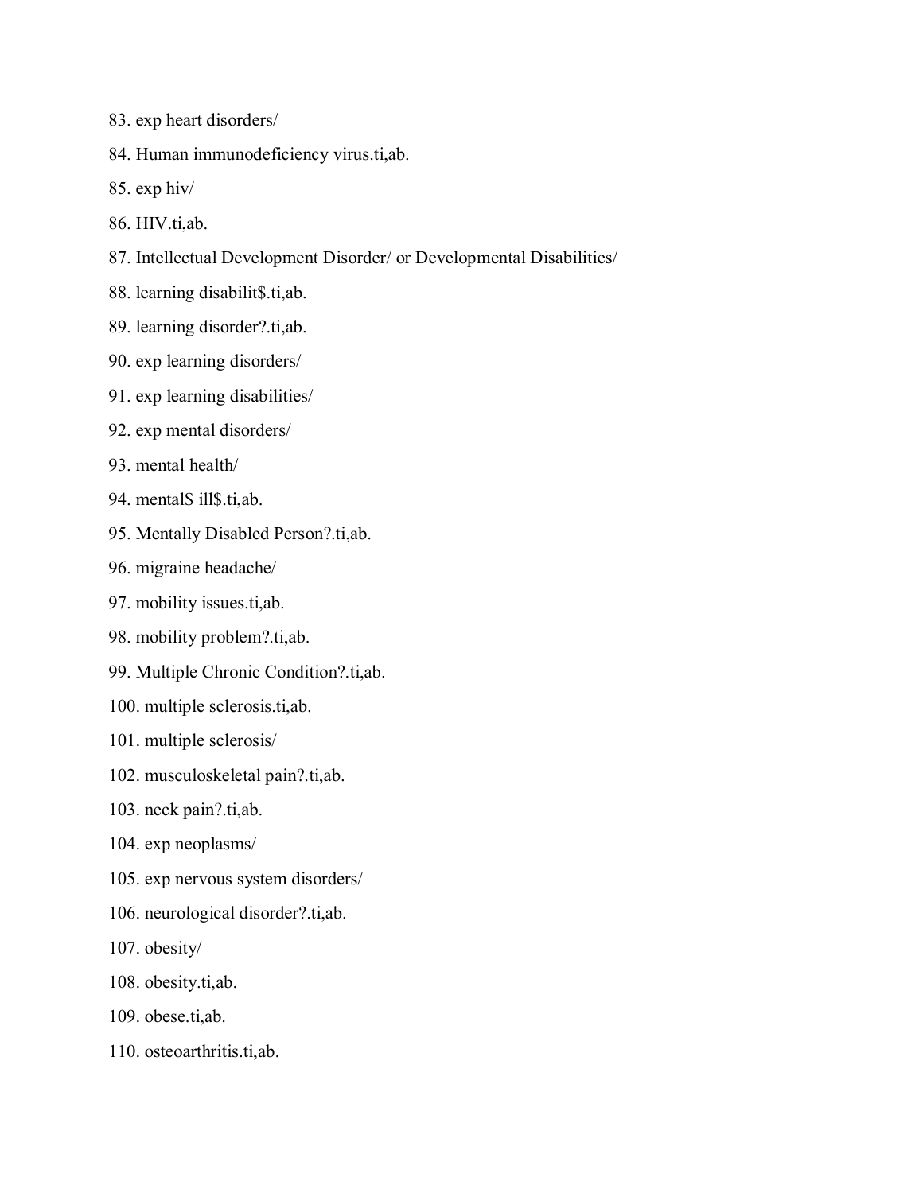83. exp heart disorders/

84. Human immunodeficiency virus.ti,ab.

85. exp hiv/

86. HIV.ti,ab.

87. Intellectual Development Disorder/ or Developmental Disabilities/

88. learning disabilit$.ti,ab.

89. learning disorder?.ti,ab.

90. exp learning disorders/

91. exp learning disabilities/

92. exp mental disorders/

93. mental health/

94. mental$ ill$.ti,ab.

95. Mentally Disabled Person?.ti,ab.

96. migraine headache/

97. mobility issues.ti,ab.

98. mobility problem?.ti,ab.

99. Multiple Chronic Condition?.ti,ab.

100. multiple sclerosis.ti,ab.

101. multiple sclerosis/

102. musculoskeletal pain?.ti,ab.

103. neck pain?.ti,ab.

104. exp neoplasms/

105. exp nervous system disorders/

106. neurological disorder?.ti,ab.

107. obesity/

108. obesity.ti,ab.

109. obese.ti,ab.

110. osteoarthritis.ti,ab.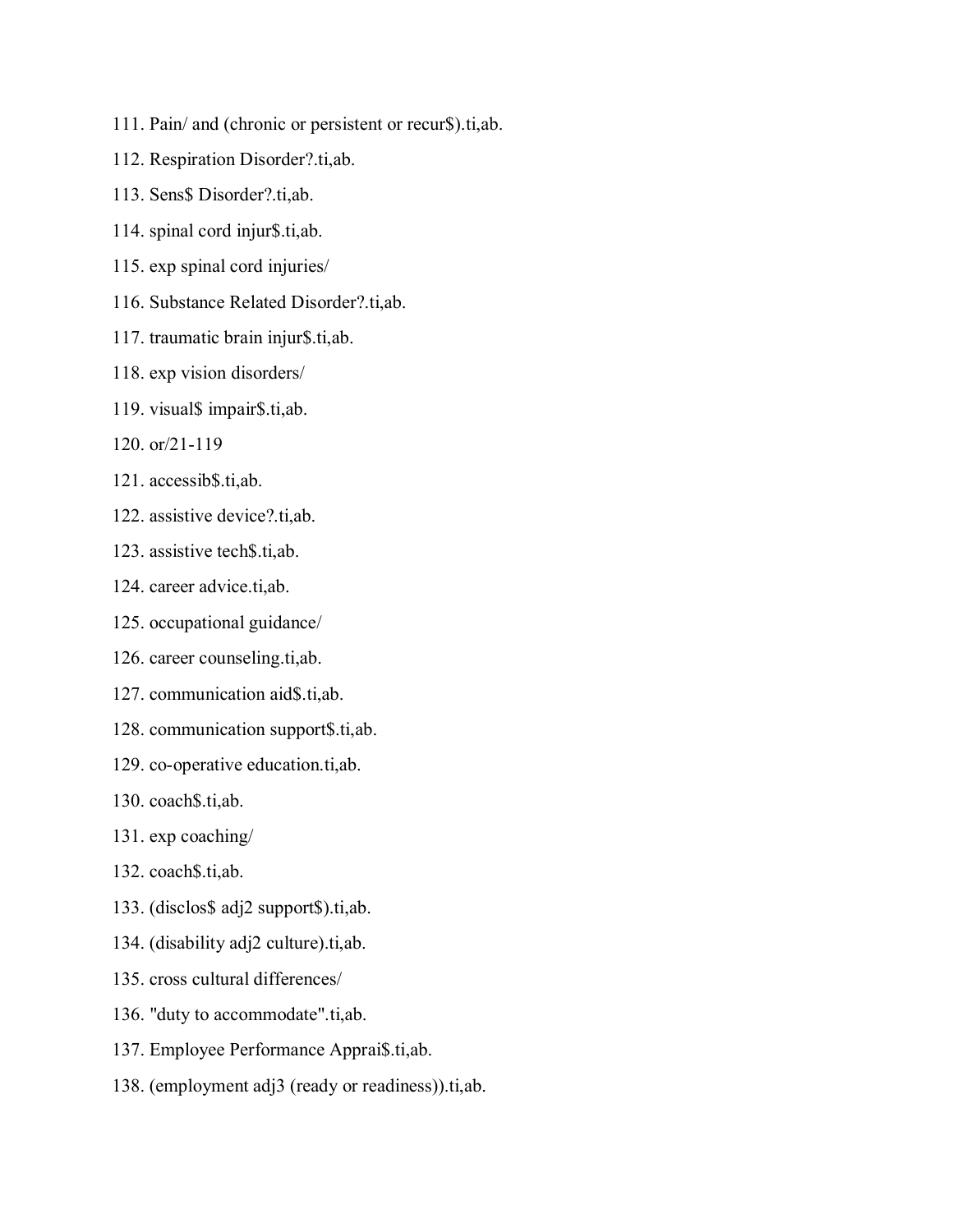111. Pain/ and (chronic or persistent or recur$).ti,ab.

112. Respiration Disorder?.ti,ab.

113. Sens$ Disorder?.ti,ab.

114. spinal cord injur$.ti,ab.

115. exp spinal cord injuries/

116. Substance Related Disorder?.ti,ab.

117. traumatic brain injur$.ti,ab.

118. exp vision disorders/

119. visual$ impair$.ti,ab.

120. or/21-119

121. accessib$.ti,ab.

122. assistive device?.ti,ab.

123. assistive tech$.ti,ab.

124. career advice.ti,ab.

125. occupational guidance/

126. career counseling.ti,ab.

127. communication aid$.ti,ab.

128. communication support$.ti,ab.

129. co-operative education.ti,ab.

130. coach$.ti,ab.

131. exp coaching/

132. coach$.ti,ab.

133. (disclos$ adj2 support$).ti,ab.

134. (disability adj2 culture).ti,ab.

135. cross cultural differences/

136. "duty to accommodate".ti,ab.

137. Employee Performance Apprai$.ti,ab.

138. (employment adj3 (ready or readiness)).ti,ab.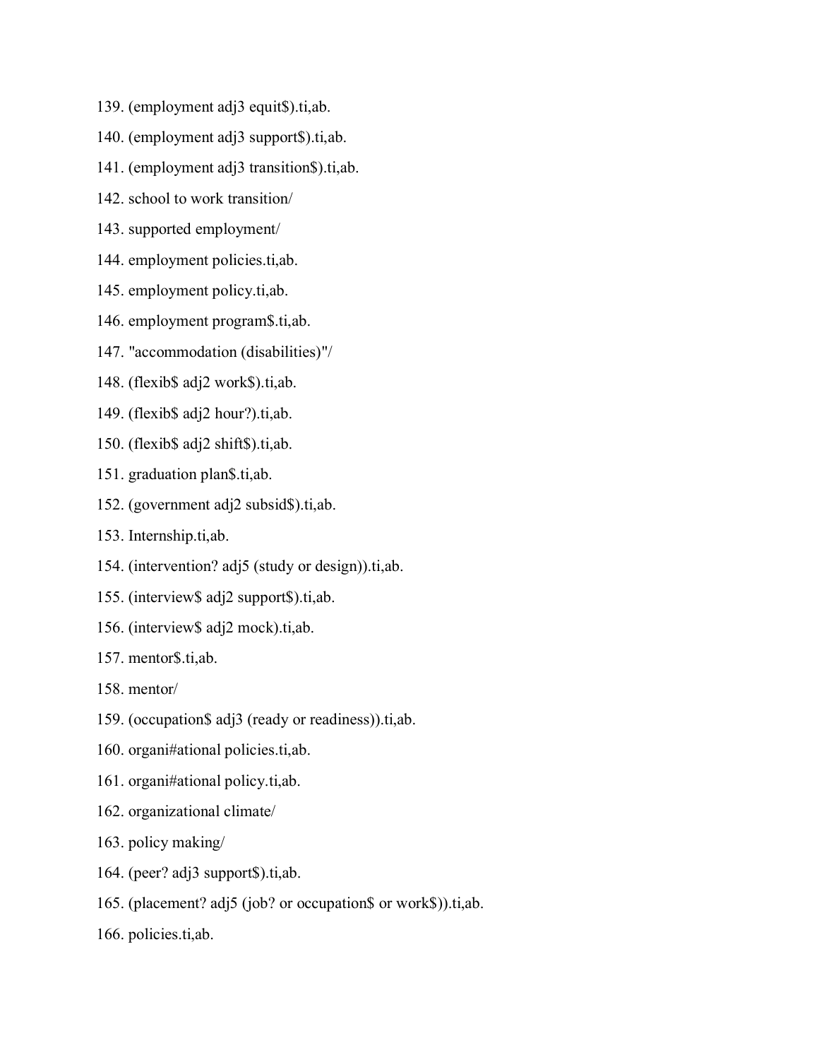139. (employment adj3 equit$).ti,ab.

140. (employment adj3 support$).ti,ab.

141. (employment adj3 transition$).ti,ab.

142. school to work transition/

143. supported employment/

144. employment policies.ti,ab.

145. employment policy.ti,ab.

146. employment program$.ti,ab.

147. "accommodation (disabilities)"/

148. (flexib$ adj2 work$).ti,ab.

149. (flexib$ adj2 hour?).ti,ab.

150. (flexib$ adj2 shift$).ti,ab.

151. graduation plan$.ti,ab.

152. (government adj2 subsid$).ti,ab.

153. Internship.ti,ab.

154. (intervention? adj5 (study or design)).ti,ab.

155. (interview$ adj2 support$).ti,ab.

156. (interview$ adj2 mock).ti,ab.

157. mentor$.ti,ab.

158. mentor/

159. (occupation$ adj3 (ready or readiness)).ti,ab.

160. organi#ational policies.ti,ab.

161. organi#ational policy.ti,ab.

162. organizational climate/

163. policy making/

164. (peer? adj3 support$).ti,ab.

165. (placement? adj5 (job? or occupation$ or work$)).ti,ab.

166. policies.ti,ab.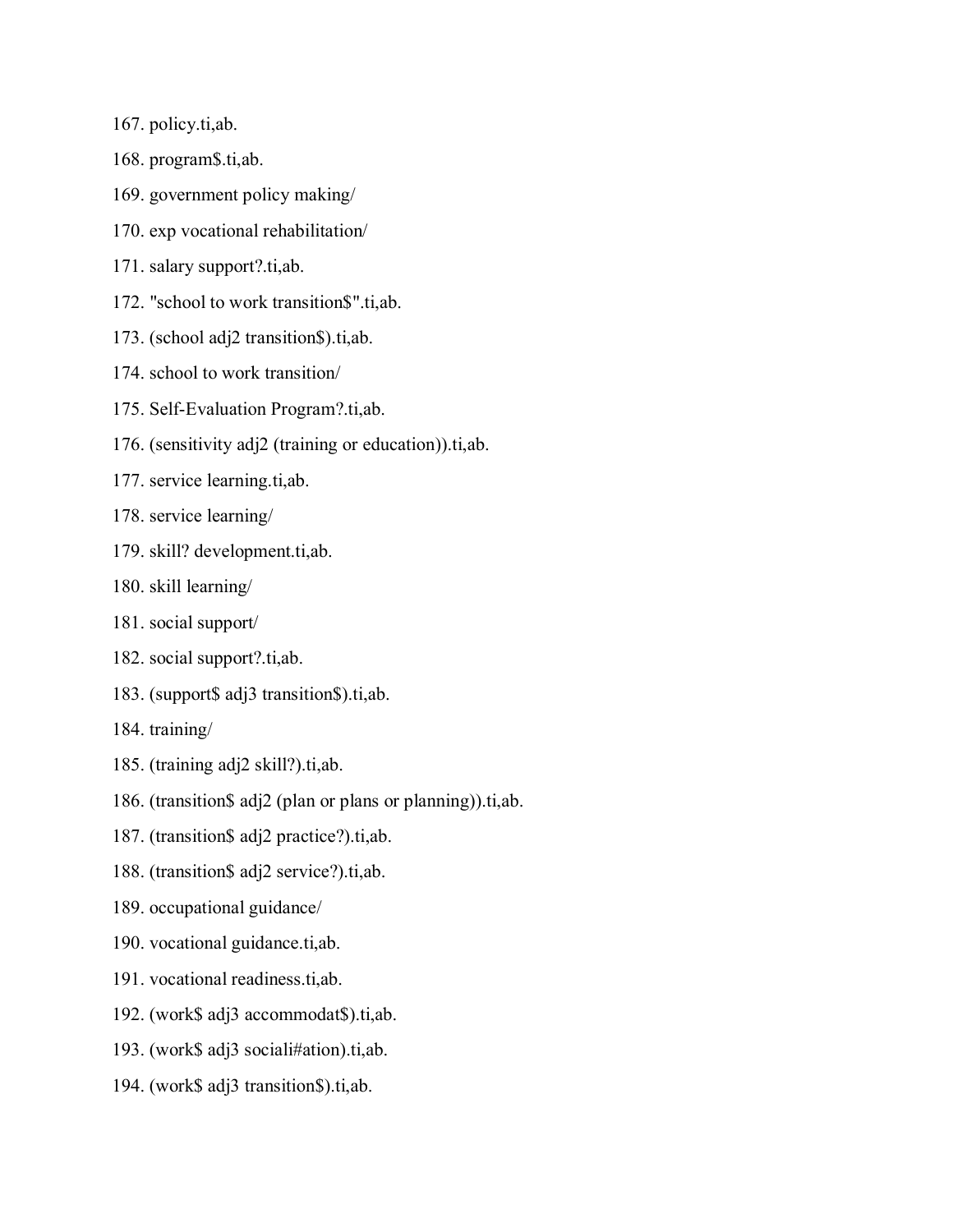167. policy.ti,ab.
168. program$.ti,ab.
169. government policy making/
170. exp vocational rehabilitation/
171. salary support?.ti,ab.
172. "school to work transition$".ti,ab.
173. (school adj2 transition$).ti,ab.
174. school to work transition/
175. Self-Evaluation Program?.ti,ab.
176. (sensitivity adj2 (training or education)).ti,ab.
177. service learning.ti,ab.
178. service learning/
179. skill? development.ti,ab.
180. skill learning/
181. social support/
182. social support?.ti,ab.
183. (support$ adj3 transition$).ti,ab.
184. training/
185. (training adj2 skill?).ti,ab.
186. (transition$ adj2 (plan or plans or planning)).ti,ab.
187. (transition$ adj2 practice?).ti,ab.
188. (transition$ adj2 service?).ti,ab.
189. occupational guidance/
190. vocational guidance.ti,ab.
191. vocational readiness.ti,ab.
192. (work$ adj3 accommodat$).ti,ab.
193. (work$ adj3 sociali#ation).ti,ab.
194. (work$ adj3 transition$).ti,ab.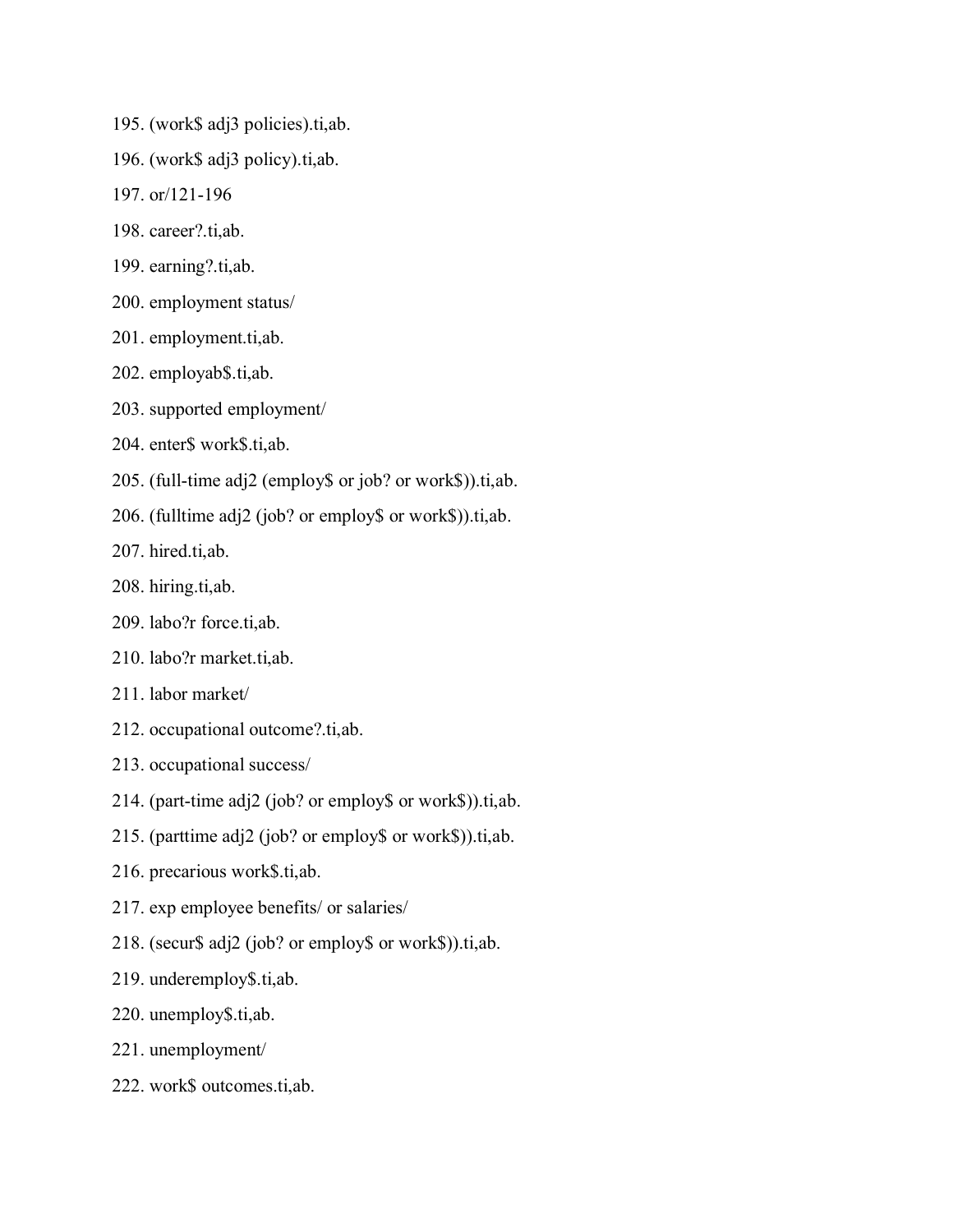195. (work$ adj3 policies).ti,ab.

196. (work$ adj3 policy).ti,ab.

197. or/121-196

198. career?.ti,ab.

199. earning?.ti,ab.

200. employment status/

201. employment.ti,ab.

202. employab$.ti,ab.

203. supported employment/

204. enter$ work$.ti,ab.

205. (full-time adj2 (employ$ or job? or work$)).ti,ab.

206. (fulltime adj2 (job? or employ$ or work$)).ti,ab.

207. hired.ti,ab.

208. hiring.ti,ab.

209. labo?r force.ti,ab.

210. labo?r market.ti,ab.

211. labor market/

212. occupational outcome?.ti,ab.

213. occupational success/

214. (part-time adj2 (job? or employ$ or work$)).ti,ab.

215. (parttime adj2 (job? or employ$ or work$)).ti,ab.

216. precarious work$.ti,ab.

217. exp employee benefits/ or salaries/

218. (secur$ adj2 (job? or employ$ or work$)).ti,ab.

219. underemploy$.ti,ab.

220. unemploy$.ti,ab.

221. unemployment/

222. work$ outcomes.ti,ab.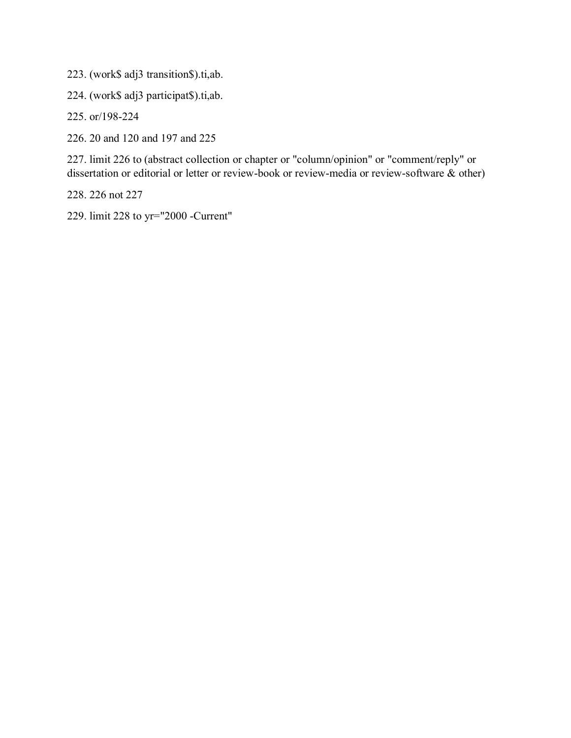223. (work$ adj3 transition$).ti,ab.

224. (work$ adj3 participat$).ti,ab.

225. or/198-224

226. 20 and 120 and 197 and 225

227. limit 226 to (abstract collection or chapter or "column/opinion" or "comment/reply" or dissertation or editorial or letter or review-book or review-media or review-software & other)

228. 226 not 227

229. limit 228 to yr="2000 -Current"